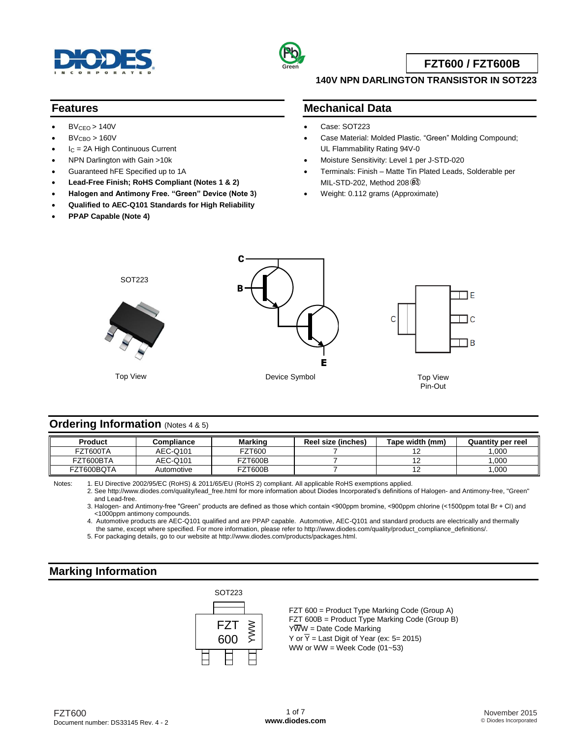# FZT600 / FZT600B

**140V NPN DARLINGTON TRANSISTOR IN SOT223**

## Features

- $BV_{CEO}$ > 140V
- $BV_{CBO}$ > 160V
- $I_C$ = 2A High Continuous Current
- NPN Darlington with Gain >10k
- Guaranteed hFE Specified up to 1A
- **Lead-Free Finish; RoHS Compliant (Notes 1 & 2)**
- **Halogen and Antimony Free. "Green" Device (Note 3)**
- **Qualified to AEC-Q101 Standards for High Reliability**
- **PPAP Capable (Note 4)**

## Mechanical Data

- Case: SOT223
- Case Material: Molded Plastic. "Green" Molding Compound; UL Flammability Rating 94V-0
- Moisture Sensitivity: Level 1 per J-STD-020
- Terminals: Finish – Matte Tin Plated Leads, Solderable per MIL-STD-202, Method 208 e3
- Weight: 0.112 grams (Approximate)

SOT223

Top View

Device Symbol

Top View
Pin-Out

## Ordering Information (Notes 4 & 5)

| Product | Compliance | Marking | Reel size (inches) | Tape width (mm) | Quantity per reel |
|---|---|---|---|---|---|
| FZT600TA | AEC-Q101 | FZT600 | 7 | 12 | 1,000 |
| FZT600BTA | AEC-Q101 | FZT600B | 7 | 12 | 1,000 |
| FZT600BQTA | Automotive | FZT600B | 7 | 12 | 1,000 |

Notes:
1. EU Directive 2002/95/EC (RoHS) & 2011/65/EU (RoHS 2) compliant. All applicable RoHS exemptions applied.
2. See http://www.diodes.com/quality/lead_free.html for more information about Diodes Incorporated's definitions of Halogen- and Antimony-free, "Green" and Lead-free.
3. Halogen- and Antimony-free "Green" products are defined as those which contain <900ppm bromine, <900ppm chlorine (<1500ppm total Br + Cl) and <1000ppm antimony compounds.
4. Automotive products are AEC-Q101 qualified and are PPAP capable. Automotive, AEC-Q101 and standard products are electrically and thermally the same, except where specified. For more information, please refer to http://www.diodes.com/quality/product_compliance_definitions/.
5. For packaging details, go to our website at http://www.diodes.com/products/packages.html.

## Marking Information

SOT223

FZT 600 YWW

FZT 600 = Product Type Marking Code (Group A)
FZT 600B = Product Type Marking Code (Group B)
Y$\overline{WW}$ = Date Code Marking
Y or $\overline{Y}$ = Last Digit of Year (ex: 5= 2015)
WW or $\overline{WW}$ = Week Code (01~53)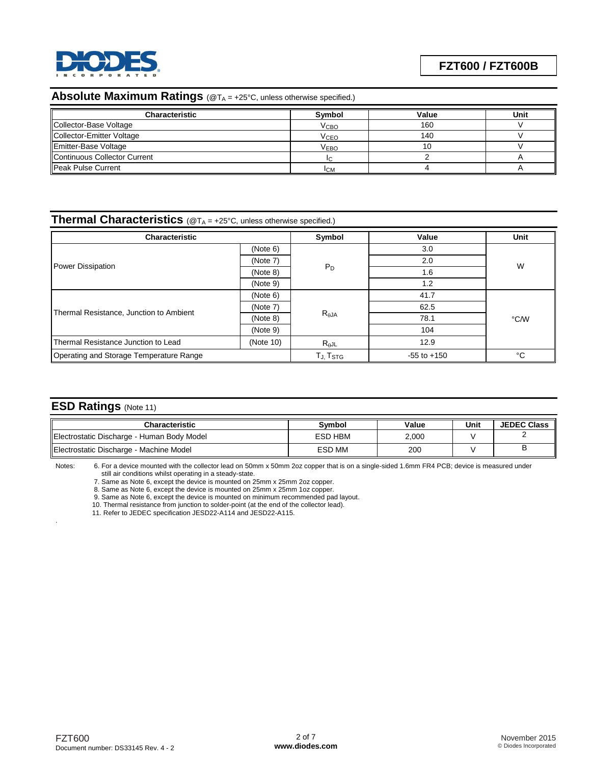## Absolute Maximum Ratings (@$T_A$ = +25°C, unless otherwise specified.)

| Characteristic | Symbol | Value | Unit |
|---|---|---|---|
| Collector-Base Voltage | $V_{CBO}$ | 160 | V |
| Collector-Emitter Voltage | $V_{CEO}$ | 140 | V |
| Emitter-Base Voltage | $V_{EBO}$ | 10 | V |
| Continuous Collector Current | $I_C$ | 2 | A |
| Peak Pulse Current | $I_{CM}$ | 4 | A |

## Thermal Characteristics (@$T_A$ = +25°C, unless otherwise specified.)

| Characteristic | | Symbol | Value | Unit |
|---|---|---|---|---|
| Power Dissipation | (Note 6) | $P_D$ | 3.0 | W |
| | (Note 7) | | 2.0 | |
| | (Note 8) | | 1.6 | |
| | (Note 9) | | 1.2 | |
| Thermal Resistance, Junction to Ambient | (Note 6) | $R_{\theta JA}$ | 41.7 | °C/W |
| | (Note 7) | | 62.5 | |
| | (Note 8) | | 78.1 | |
| | (Note 9) | | 104 | |
| Thermal Resistance Junction to Lead | (Note 10) | $R_{\theta JL}$ | 12.9 | |
| Operating and Storage Temperature Range | | $T_J$, $T_{STG}$ | -55 to +150 | °C |

## ESD Ratings (Note 11)

| Characteristic | Symbol | Value | Unit | JEDEC Class |
|---|---|---|---|---|
| Electrostatic Discharge - Human Body Model | ESD HBM | 2,000 | V | 2 |
| Electrostatic Discharge - Machine Model | ESD MM | 200 | V | B |

Notes:
6. For a device mounted with the collector lead on 50mm x 50mm 2oz copper that is on a single-sided 1.6mm FR4 PCB; device is measured under still air conditions whilst operating in a steady-state.
7. Same as Note 6, except the device is mounted on 25mm x 25mm 2oz copper.
8. Same as Note 6, except the device is mounted on 25mm x 25mm 1oz copper.
9. Same as Note 6, except the device is mounted on minimum recommended pad layout.
10. Thermal resistance from junction to solder-point (at the end of the collector lead).
11. Refer to JEDEC specification JESD22-A114 and JESD22-A115.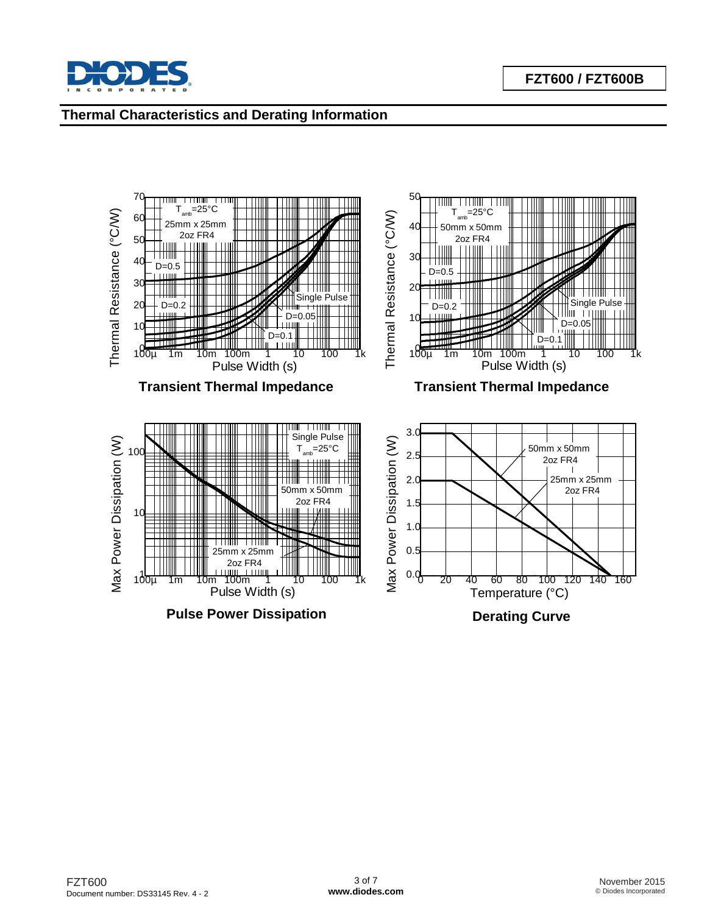## Thermal Characteristics and Derating Information

**Transient Thermal Impedance**

**Transient Thermal Impedance**

**Pulse Power Dissipation**

**Derating Curve**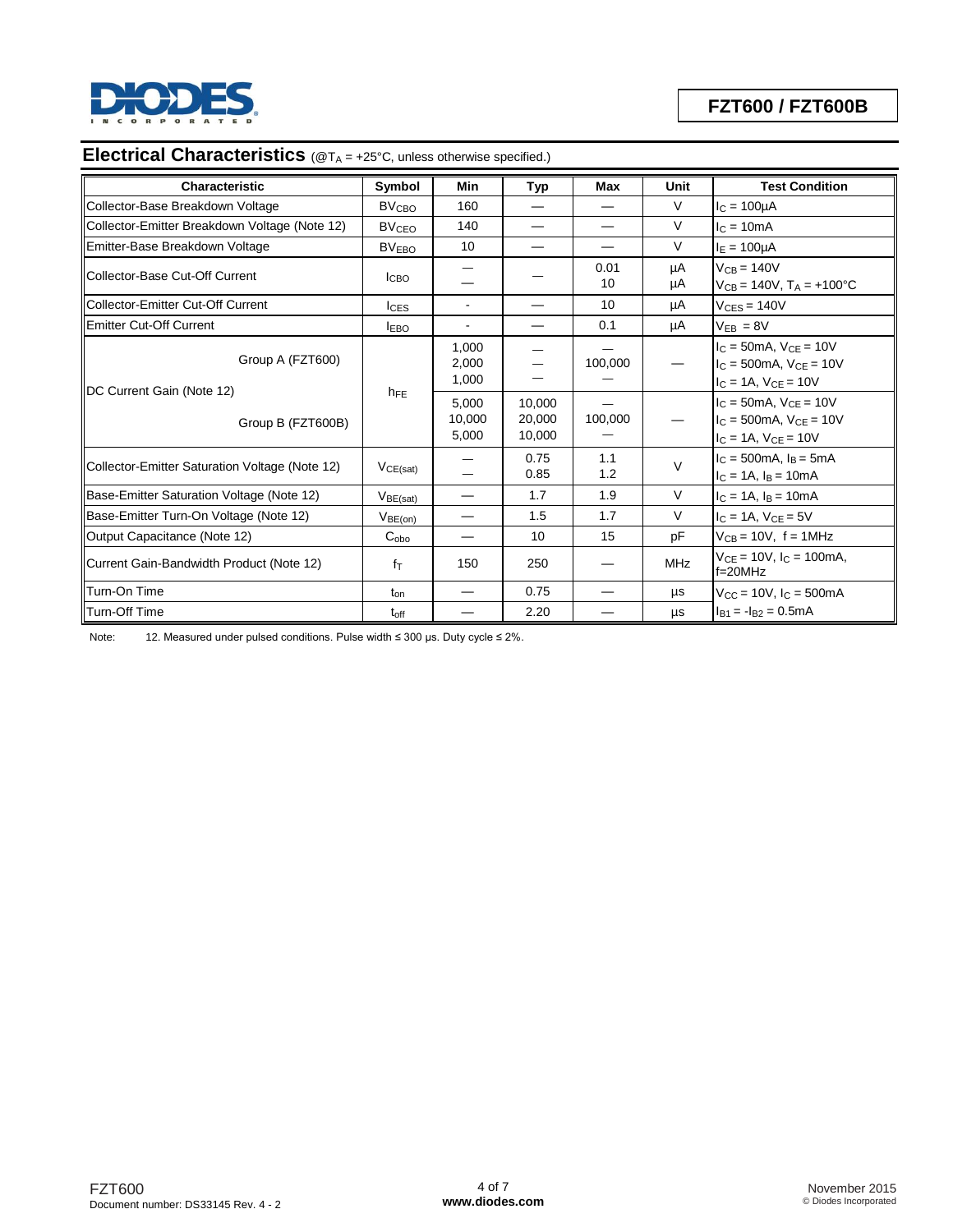## Electrical Characteristics (@$T_A$ = +25°C, unless otherwise specified.)

| Characteristic | | Symbol | Min | Typ | Max | Unit | Test Condition |
|---|---|---|---|---|---|---|---|
| Collector-Base Breakdown Voltage | | $BV_{CBO}$ | 160 | — | — | V | $I_C$ = 100μA |
| Collector-Emitter Breakdown Voltage (Note 12) | | $BV_{CEO}$ | 140 | — | — | V | $I_C$ = 10mA |
| Emitter-Base Breakdown Voltage | | $BV_{EBO}$ | 10 | — | — | V | $I_E$ = 100μA |
| Collector-Base Cut-Off Current | | $I_{CBO}$ | —<br>— | — | 0.01<br>10 | μA<br>μA | $V_{CB}$ = 140V<br>$V_{CB}$ = 140V, $T_A$ = +100°C |
| Collector-Emitter Cut-Off Current | | $I_{CES}$ | - | — | 10 | μA | $V_{CES}$ = 140V |
| Emitter Cut-Off Current | | $I_{EBO}$ | - | — | 0.1 | μA | $V_{EB}$ = 8V |
| DC Current Gain (Note 12) | Group A (FZT600) | $h_{FE}$ | 1,000<br>2,000<br>1,000 | —<br>—<br>— | —<br>100,000<br>— | — | $I_C$ = 50mA, $V_{CE}$ = 10V<br>$I_C$ = 500mA, $V_{CE}$ = 10V<br>$I_C$ = 1A, $V_{CE}$ = 10V |
| | Group B (FZT600B) | | 5,000<br>10,000<br>5,000 | 10,000<br>20,000<br>10,000 | —<br>100,000<br>— | — | $I_C$ = 50mA, $V_{CE}$ = 10V<br>$I_C$ = 500mA, $V_{CE}$ = 10V<br>$I_C$ = 1A, $V_{CE}$ = 10V |
| Collector-Emitter Saturation Voltage (Note 12) | | $V_{CE(sat)}$ | —<br>— | 0.75<br>0.85 | 1.1<br>1.2 | V | $I_C$ = 500mA, $I_B$ = 5mA<br>$I_C$ = 1A, $I_B$ = 10mA |
| Base-Emitter Saturation Voltage (Note 12) | | $V_{BE(sat)}$ | — | 1.7 | 1.9 | V | $I_C$ = 1A, $I_B$ = 10mA |
| Base-Emitter Turn-On Voltage (Note 12) | | $V_{BE(on)}$ | — | 1.5 | 1.7 | V | $I_C$ = 1A, $V_{CE}$ = 5V |
| Output Capacitance (Note 12) | | $C_{obo}$ | — | 10 | 15 | pF | $V_{CB}$ = 10V, f = 1MHz |
| Current Gain-Bandwidth Product (Note 12) | | $f_T$ | 150 | 250 | — | MHz | $V_{CE}$ = 10V, $I_C$ = 100mA, f=20MHz |
| Turn-On Time | | $t_{on}$ | — | 0.75 | — | μs | $V_{CC}$ = 10V, $I_C$ = 500mA |
| Turn-Off Time | | $t_{off}$ | — | 2.20 | — | μs | $I_{B1}$ = -$I_{B2}$ = 0.5mA |

Note: 12. Measured under pulsed conditions. Pulse width ≤ 300 μs. Duty cycle ≤ 2%.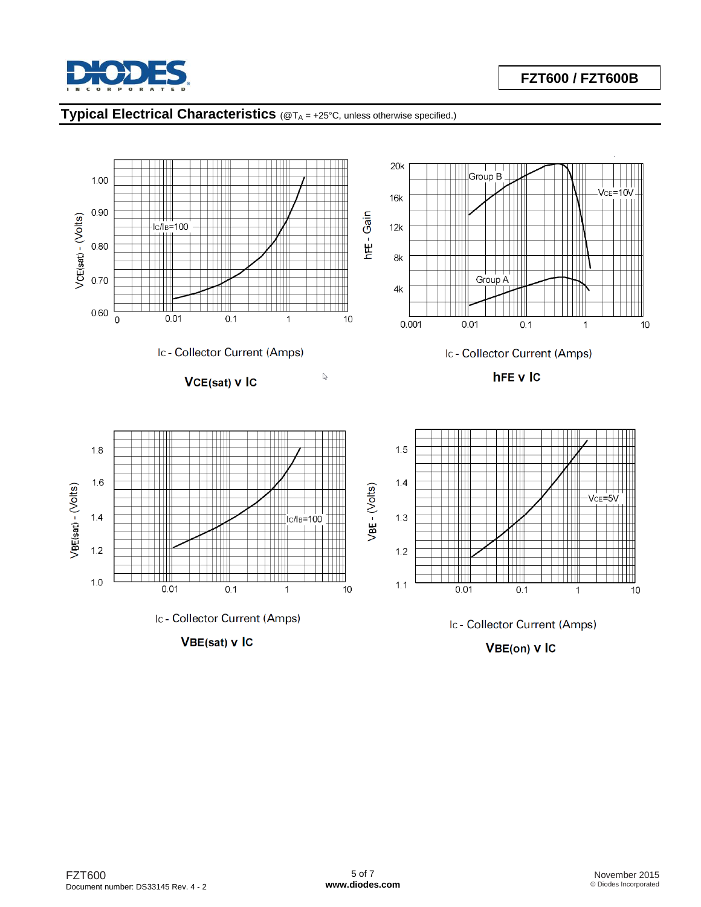## Typical Electrical Characteristics (@$T_A$ = +25°C, unless otherwise specified.)

$I_C/I_B$=100

$V_{CE(sat)}$ - (Volts)

$I_C$ - Collector Current (Amps)

**$V_{CE(sat)}$ v $I_C$**

Group B

Group A

$V_{CE}$=10V

$h_{FE}$ - Gain

$I_C$ - Collector Current (Amps)

**$h_{FE}$ v $I_C$**

$I_C/I_B$=100

$V_{BE(sat)}$ - (Volts)

$I_C$ - Collector Current (Amps)

**$V_{BE(sat)}$ v $I_C$**

$V_{CE}$=5V

$V_{BE}$ - (Volts)

$I_C$ - Collector Current (Amps)

**$V_{BE(on)}$ v $I_C$**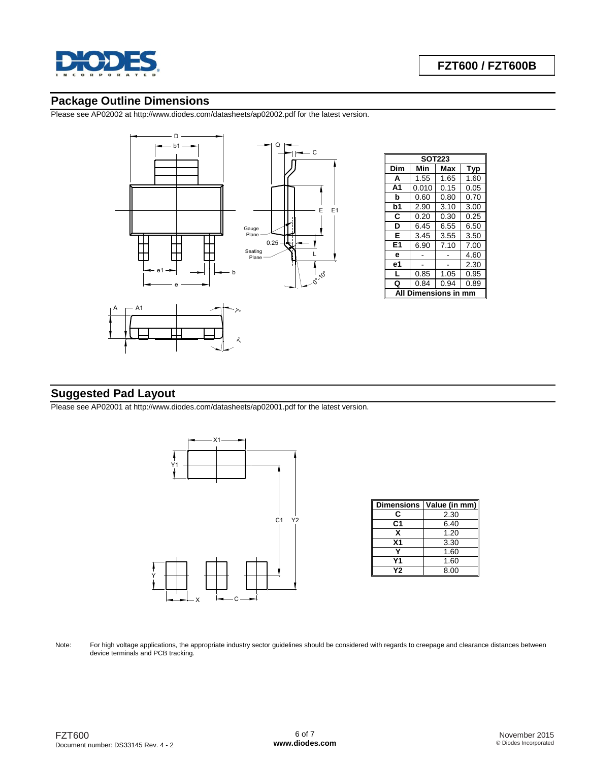## Package Outline Dimensions

Please see AP02002 at http://www.diodes.com/datasheets/ap02002.pdf for the latest version.

| SOT223 | | | |
|---|---|---|---|
| **Dim** | **Min** | **Max** | **Typ** |
| **A** | 1.55 | 1.65 | 1.60 |
| **A1** | 0.010 | 0.15 | 0.05 |
| **b** | 0.60 | 0.80 | 0.70 |
| **b1** | 2.90 | 3.10 | 3.00 |
| **C** | 0.20 | 0.30 | 0.25 |
| **D** | 6.45 | 6.55 | 6.50 |
| **E** | 3.45 | 3.55 | 3.50 |
| **E1** | 6.90 | 7.10 | 7.00 |
| **e** | - | - | 4.60 |
| **e1** | - | - | 2.30 |
| **L** | 0.85 | 1.05 | 0.95 |
| **Q** | 0.84 | 0.94 | 0.89 |
| **All Dimensions in mm** | | | |

## Suggested Pad Layout

Please see AP02001 at http://www.diodes.com/datasheets/ap02001.pdf for the latest version.

| Dimensions | Value (in mm) |
|---|---|
| **C** | 2.30 |
| **C1** | 6.40 |
| **X** | 1.20 |
| **X1** | 3.30 |
| **Y** | 1.60 |
| **Y1** | 1.60 |
| **Y2** | 8.00 |

Note: For high voltage applications, the appropriate industry sector guidelines should be considered with regards to creepage and clearance distances between device terminals and PCB tracking.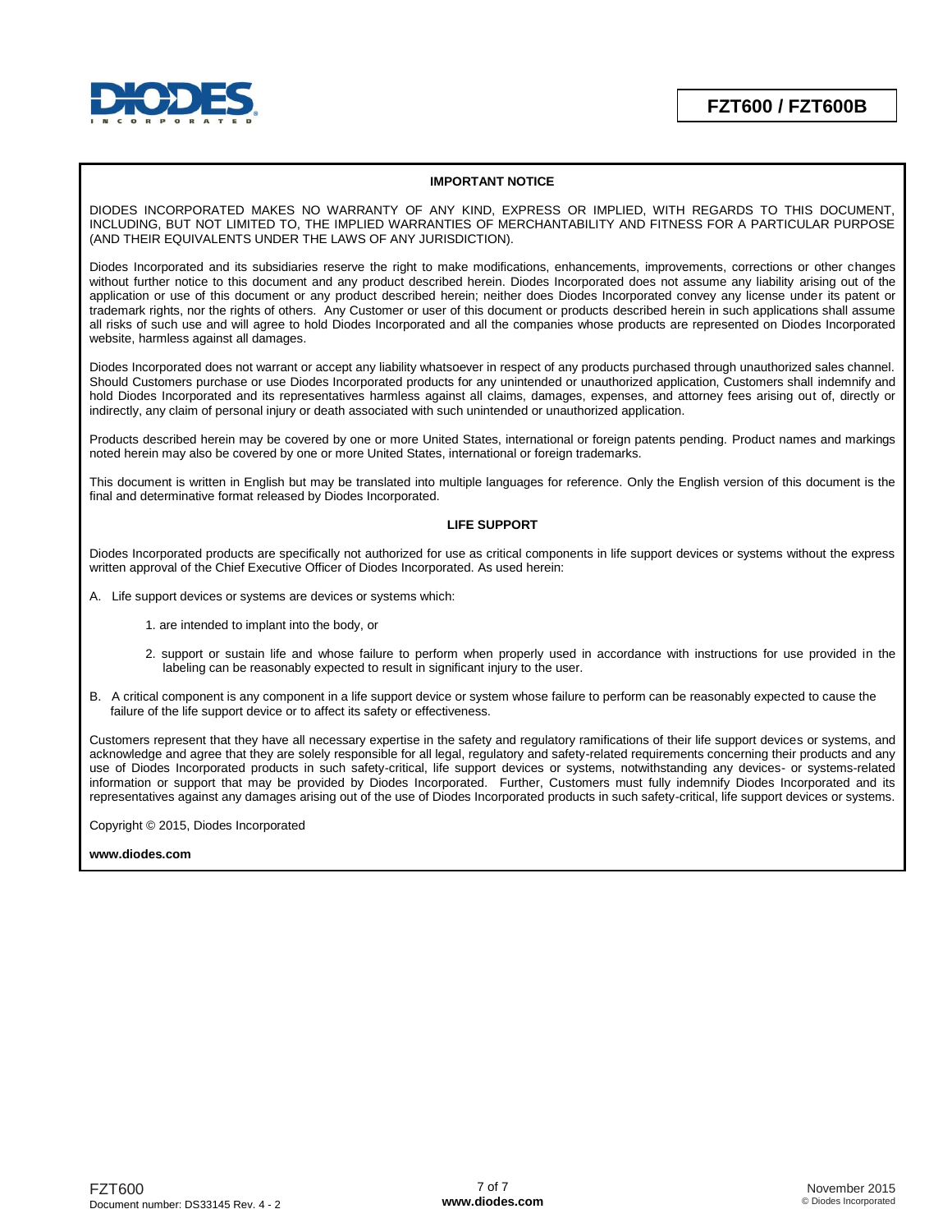## IMPORTANT NOTICE

DIODES INCORPORATED MAKES NO WARRANTY OF ANY KIND, EXPRESS OR IMPLIED, WITH REGARDS TO THIS DOCUMENT, INCLUDING, BUT NOT LIMITED TO, THE IMPLIED WARRANTIES OF MERCHANTABILITY AND FITNESS FOR A PARTICULAR PURPOSE (AND THEIR EQUIVALENTS UNDER THE LAWS OF ANY JURISDICTION).

Diodes Incorporated and its subsidiaries reserve the right to make modifications, enhancements, improvements, corrections or other changes without further notice to this document and any product described herein. Diodes Incorporated does not assume any liability arising out of the application or use of this document or any product described herein; neither does Diodes Incorporated convey any license under its patent or trademark rights, nor the rights of others. Any Customer or user of this document or products described herein in such applications shall assume all risks of such use and will agree to hold Diodes Incorporated and all the companies whose products are represented on Diodes Incorporated website, harmless against all damages.

Diodes Incorporated does not warrant or accept any liability whatsoever in respect of any products purchased through unauthorized sales channel. Should Customers purchase or use Diodes Incorporated products for any unintended or unauthorized application, Customers shall indemnify and hold Diodes Incorporated and its representatives harmless against all claims, damages, expenses, and attorney fees arising out of, directly or indirectly, any claim of personal injury or death associated with such unintended or unauthorized application.

Products described herein may be covered by one or more United States, international or foreign patents pending. Product names and markings noted herein may also be covered by one or more United States, international or foreign trademarks.

This document is written in English but may be translated into multiple languages for reference. Only the English version of this document is the final and determinative format released by Diodes Incorporated.

## LIFE SUPPORT

Diodes Incorporated products are specifically not authorized for use as critical components in life support devices or systems without the express written approval of the Chief Executive Officer of Diodes Incorporated. As used herein:

A. Life support devices or systems are devices or systems which:

1. are intended to implant into the body, or
2. support or sustain life and whose failure to perform when properly used in accordance with instructions for use provided in the labeling can be reasonably expected to result in significant injury to the user.

B. A critical component is any component in a life support device or system whose failure to perform can be reasonably expected to cause the failure of the life support device or to affect its safety or effectiveness.

Customers represent that they have all necessary expertise in the safety and regulatory ramifications of their life support devices or systems, and acknowledge and agree that they are solely responsible for all legal, regulatory and safety-related requirements concerning their products and any use of Diodes Incorporated products in such safety-critical, life support devices or systems, notwithstanding any devices- or systems-related information or support that may be provided by Diodes Incorporated. Further, Customers must fully indemnify Diodes Incorporated and its representatives against any damages arising out of the use of Diodes Incorporated products in such safety-critical, life support devices or systems.

Copyright © 2015, Diodes Incorporated

**www.diodes.com**